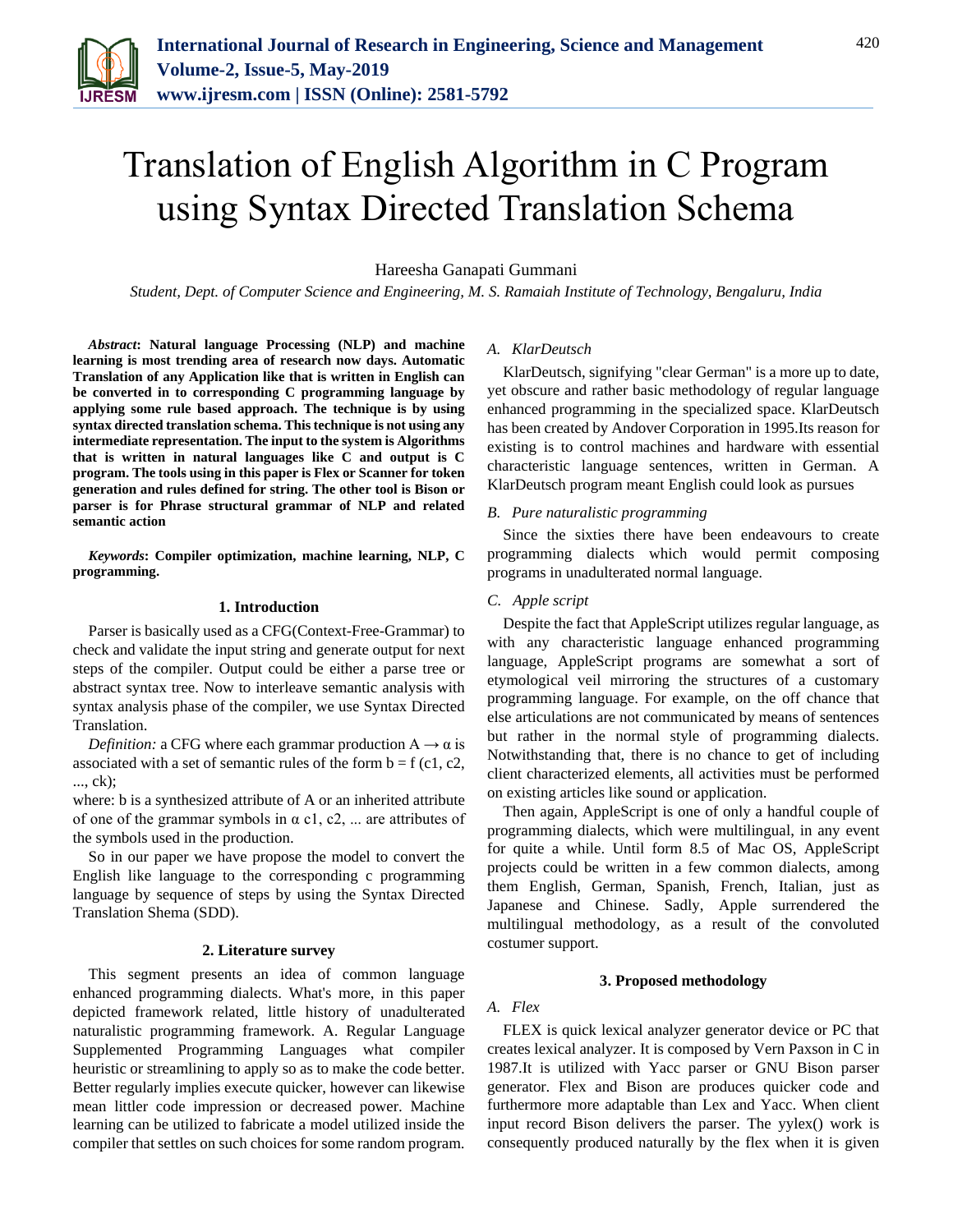# Translation of English Algorithm in C Program using Syntax Directed Translation Schema

Hareesha Ganapati Gummani

*Student, Dept. of Computer Science and Engineering, M. S. Ramaiah Institute of Technology, Bengaluru, India*

***Abstract*: Natural language Processing (NLP) and machine learning is most trending area of research now days. Automatic Translation of any Application like that is written in English can be converted in to corresponding C programming language by applying some rule based approach. The technique is by using syntax directed translation schema. This technique is not using any intermediate representation. The input to the system is Algorithms that is written in natural languages like C and output is C program. The tools using in this paper is Flex or Scanner for token generation and rules defined for string. The other tool is Bison or parser is for Phrase structural grammar of NLP and related semantic action**

***Keywords*: Compiler optimization, machine learning, NLP, C programming.**

## 1. Introduction

Parser is basically used as a CFG(Context-Free-Grammar) to check and validate the input string and generate output for next steps of the compiler. Output could be either a parse tree or abstract syntax tree. Now to interleave semantic analysis with syntax analysis phase of the compiler, we use Syntax Directed Translation.

*Definition:* a CFG where each grammar production $A \rightarrow \alpha$ is associated with a set of semantic rules of the form $b = f(c1, c2, ..., ck)$;
where: b is a synthesized attribute of A or an inherited attribute of one of the grammar symbols in $\alpha$ c1, c2, ... are attributes of the symbols used in the production.

So in our paper we have propose the model to convert the English like language to the corresponding c programming language by sequence of steps by using the Syntax Directed Translation Shema (SDD).

## 2. Literature survey

This segment presents an idea of common language enhanced programming dialects. What's more, in this paper depicted framework related, little history of unadulterated naturalistic programming framework. A. Regular Language Supplemented Programming Languages what compiler heuristic or streamlining to apply so as to make the code better. Better regularly implies execute quicker, however can likewise mean littler code impression or decreased power. Machine learning can be utilized to fabricate a model utilized inside the compiler that settles on such choices for some random program.

### *A. KlarDeutsch*

KlarDeutsch, signifying "clear German" is a more up to date, yet obscure and rather basic methodology of regular language enhanced programming in the specialized space. KlarDeutsch has been created by Andover Corporation in 1995.Its reason for existing is to control machines and hardware with essential characteristic language sentences, written in German. A KlarDeutsch program meant English could look as pursues

### *B. Pure naturalistic programming*

Since the sixties there have been endeavours to create programming dialects which would permit composing programs in unadulterated normal language.

### *C. Apple script*

Despite the fact that AppleScript utilizes regular language, as with any characteristic language enhanced programming language, AppleScript programs are somewhat a sort of etymological veil mirroring the structures of a customary programming language. For example, on the off chance that else articulations are not communicated by means of sentences but rather in the normal style of programming dialects. Notwithstanding that, there is no chance to get of including client characterized elements, all activities must be performed on existing articles like sound or application.

Then again, AppleScript is one of only a handful couple of programming dialects, which were multilingual, in any event for quite a while. Until form 8.5 of Mac OS, AppleScript projects could be written in a few common dialects, among them English, German, Spanish, French, Italian, just as Japanese and Chinese. Sadly, Apple surrendered the multilingual methodology, as a result of the convoluted costumer support.

## 3. Proposed methodology

### *A. Flex*

FLEX is quick lexical analyzer generator device or PC that creates lexical analyzer. It is composed by Vern Paxson in C in 1987.It is utilized with Yacc parser or GNU Bison parser generator. Flex and Bison are produces quicker code and furthermore more adaptable than Lex and Yacc. When client input record Bison delivers the parser. The yylex() work is consequently produced naturally by the flex when it is given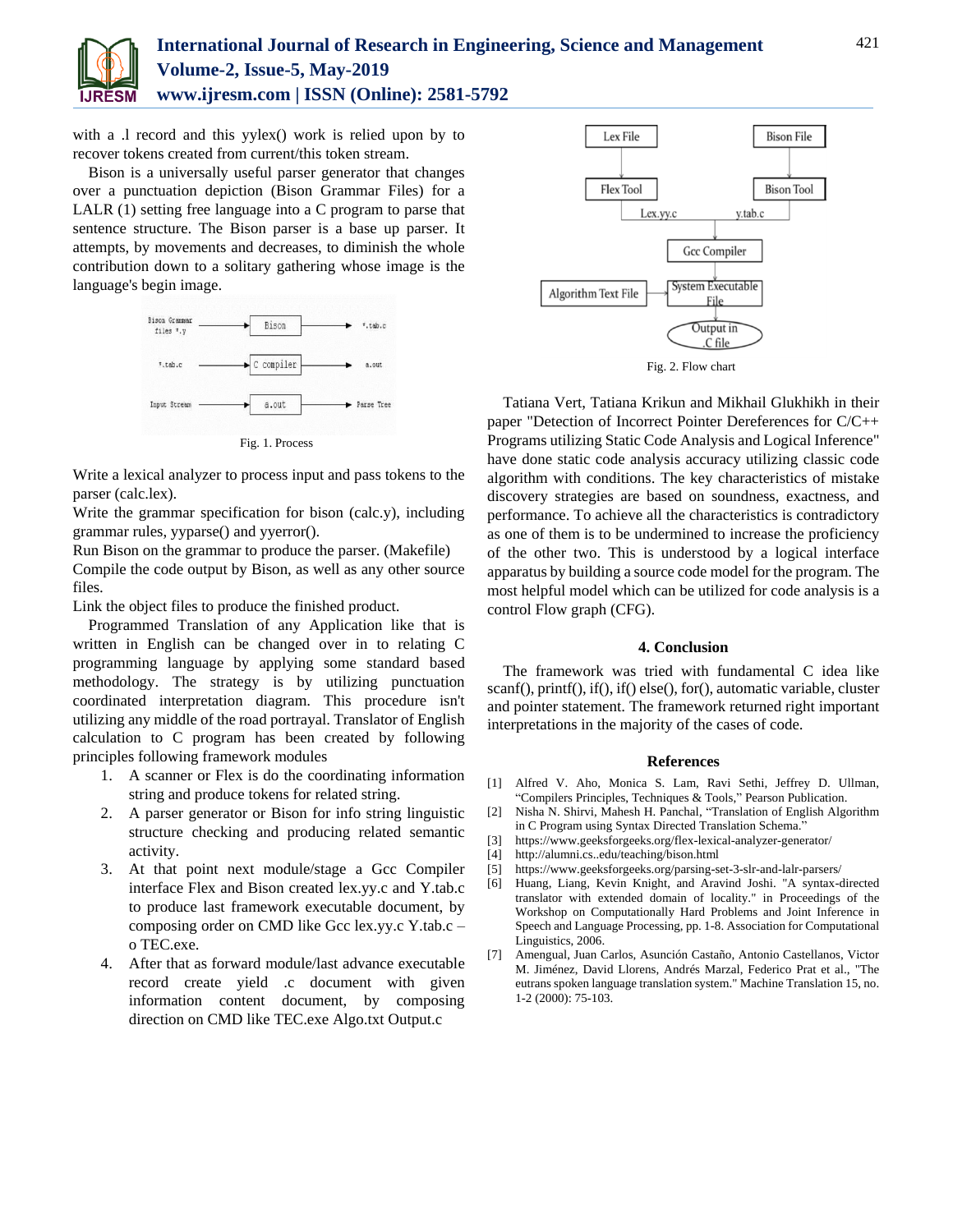with a .l record and this yylex() work is relied upon by to recover tokens created from current/this token stream.

Bison is a universally useful parser generator that changes over a punctuation depiction (Bison Grammar Files) for a LALR (1) setting free language into a C program to parse that sentence structure. The Bison parser is a base up parser. It attempts, by movements and decreases, to diminish the whole contribution down to a solitary gathering whose image is the language's begin image.

Bison Grammar files *.y

Bison

*.tab.c

*.tab.c

C compiler

a.out

Input Stream

a.out

Parse Tree

Fig. 1. Process

Write a lexical analyzer to process input and pass tokens to the parser (calc.lex).

Write the grammar specification for bison (calc.y), including grammar rules, yyparse() and yyerror().

Run Bison on the grammar to produce the parser. (Makefile)

Compile the code output by Bison, as well as any other source files.

Link the object files to produce the finished product.

Programmed Translation of any Application like that is written in English can be changed over in to relating C programming language by applying some standard based methodology. The strategy is by utilizing punctuation coordinated interpretation diagram. This procedure isn't utilizing any middle of the road portrayal. Translator of English calculation to C program has been created by following principles following framework modules

1. A scanner or Flex is do the coordinating information string and produce tokens for related string.
2. A parser generator or Bison for info string linguistic structure checking and producing related semantic activity.
3. At that point next module/stage a Gcc Compiler interface Flex and Bison created lex.yy.c and Y.tab.c to produce last framework executable document, by composing order on CMD like Gcc lex.yy.c Y.tab.c –o TEC.exe.
4. After that as forward module/last advance executable record create yield .c document with given information content document, by composing direction on CMD like TEC.exe Algo.txt Output.c

Lex File

Bison File

Flex Tool

Bison Tool

Lex.yy.c

y.tab.c

Gcc Compiler

Algorithm Text File

System Executable File

Output in .C file

Fig. 2. Flow chart

Tatiana Vert, Tatiana Krikun and Mikhail Glukhikh in their paper "Detection of Incorrect Pointer Dereferences for C/C++ Programs utilizing Static Code Analysis and Logical Inference" have done static code analysis accuracy utilizing classic code algorithm with conditions. The key characteristics of mistake discovery strategies are based on soundness, exactness, and performance. To achieve all the characteristics is contradictory as one of them is to be undermined to increase the proficiency of the other two. This is understood by a logical interface apparatus by building a source code model for the program. The most helpful model which can be utilized for code analysis is a control Flow graph (CFG).

## 4. Conclusion

The framework was tried with fundamental C idea like scanf(), printf(), if(), if() else(), for(), automatic variable, cluster and pointer statement. The framework returned right important interpretations in the majority of the cases of code.

## References

[1] Alfred V. Aho, Monica S. Lam, Ravi Sethi, Jeffrey D. Ullman, "Compilers Principles, Techniques & Tools," Pearson Publication.

[2] Nisha N. Shirvi, Mahesh H. Panchal, "Translation of English Algorithm in C Program using Syntax Directed Translation Schema."

[3] https://www.geeksforgeeks.org/flex-lexical-analyzer-generator/

[4] http://alumni.cs..edu/teaching/bison.html

[5] https://www.geeksforgeeks.org/parsing-set-3-slr-and-lalr-parsers/

[6] Huang, Liang, Kevin Knight, and Aravind Joshi. "A syntax-directed translator with extended domain of locality." in Proceedings of the Workshop on Computationally Hard Problems and Joint Inference in Speech and Language Processing, pp. 1-8. Association for Computational Linguistics, 2006.

[7] Amengual, Juan Carlos, Asunción Castaño, Antonio Castellanos, Victor M. Jiménez, David Llorens, Andrés Marzal, Federico Prat et al., "The eutrans spoken language translation system." Machine Translation 15, no. 1-2 (2000): 75-103.